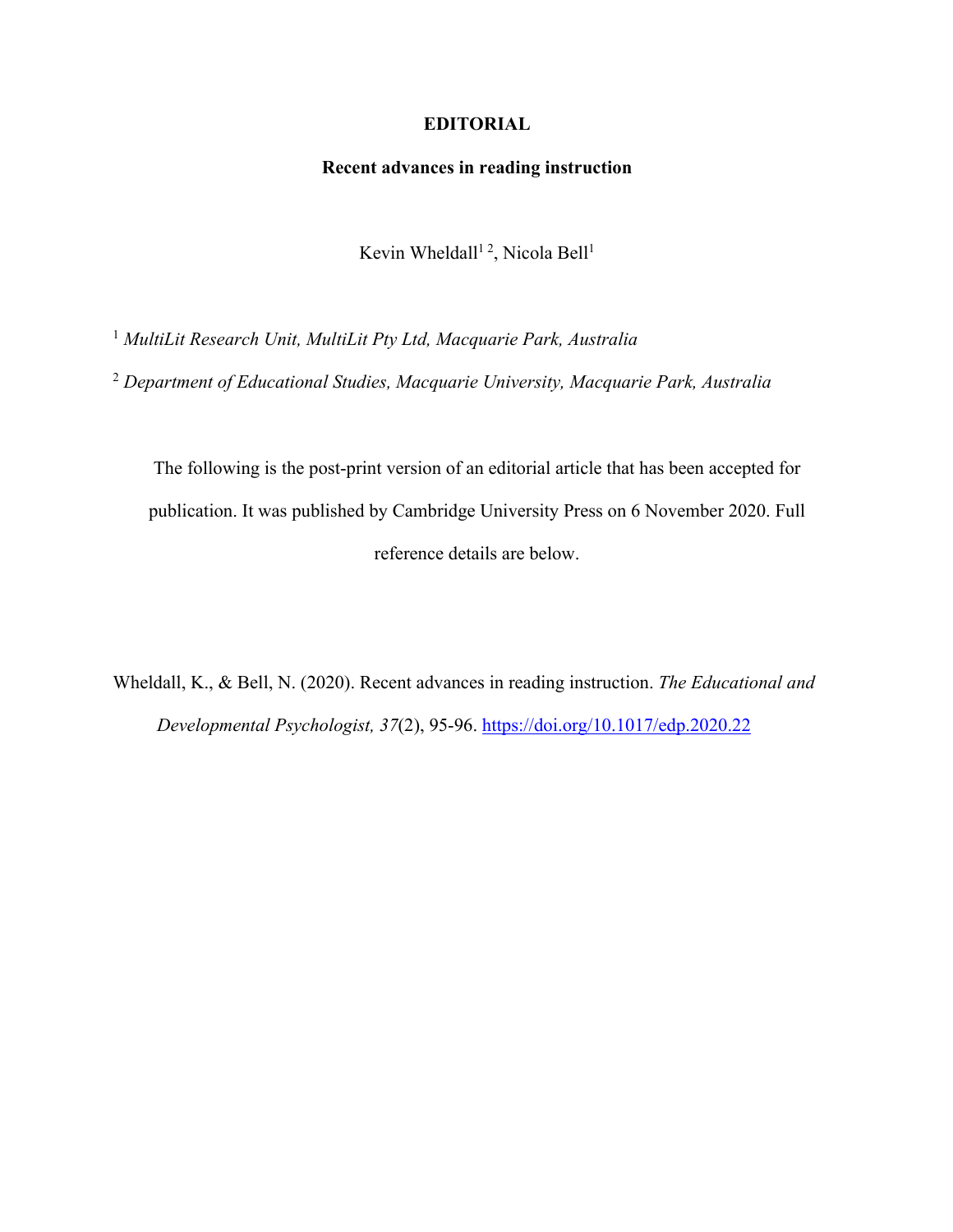**EDITORIAL**

# Recent advances in reading instruction

Kevin Wheldall[1 2], Nicola Bell[1]

[1] *MultiLit Research Unit, MultiLit Pty Ltd, Macquarie Park, Australia*

[2] *Department of Educational Studies, Macquarie University, Macquarie Park, Australia*

The following is the post-print version of an editorial article that has been accepted for publication. It was published by Cambridge University Press on 6 November 2020. Full reference details are below.

Wheldall, K., & Bell, N. (2020). Recent advances in reading instruction. *The Educational and Developmental Psychologist, 37*(2), 95-96. https://doi.org/10.1017/edp.2020.22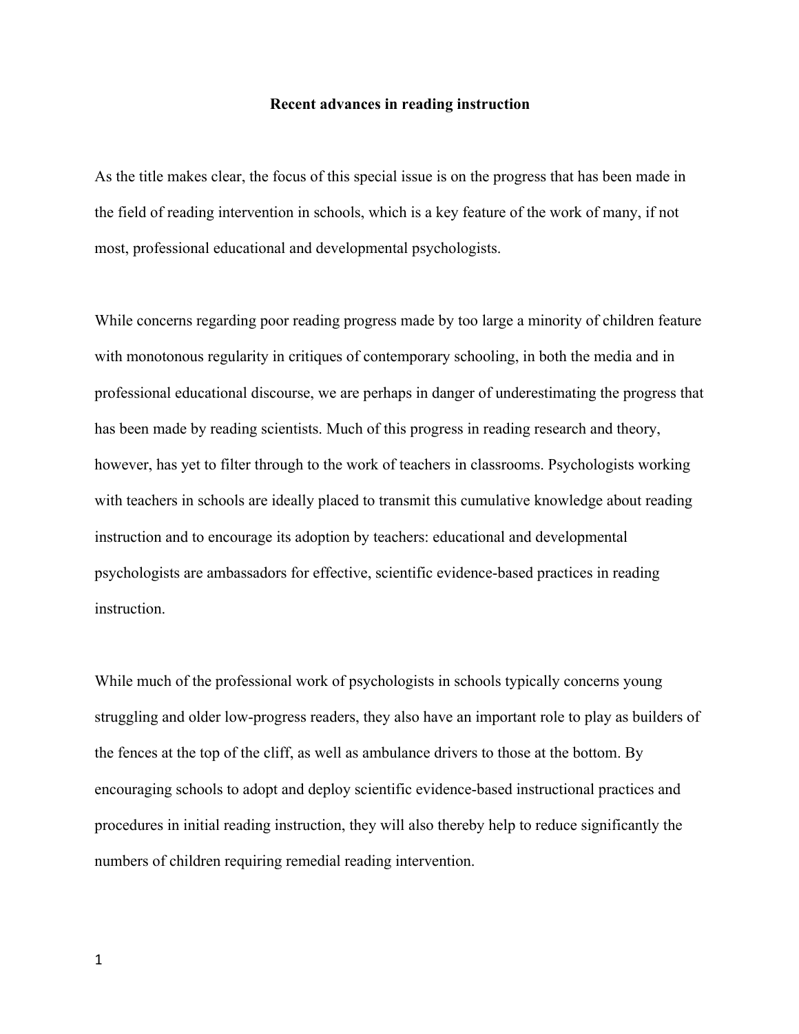# Recent advances in reading instruction

As the title makes clear, the focus of this special issue is on the progress that has been made in the field of reading intervention in schools, which is a key feature of the work of many, if not most, professional educational and developmental psychologists.

While concerns regarding poor reading progress made by too large a minority of children feature with monotonous regularity in critiques of contemporary schooling, in both the media and in professional educational discourse, we are perhaps in danger of underestimating the progress that has been made by reading scientists. Much of this progress in reading research and theory, however, has yet to filter through to the work of teachers in classrooms. Psychologists working with teachers in schools are ideally placed to transmit this cumulative knowledge about reading instruction and to encourage its adoption by teachers: educational and developmental psychologists are ambassadors for effective, scientific evidence-based practices in reading instruction.

While much of the professional work of psychologists in schools typically concerns young struggling and older low-progress readers, they also have an important role to play as builders of the fences at the top of the cliff, as well as ambulance drivers to those at the bottom. By encouraging schools to adopt and deploy scientific evidence-based instructional practices and procedures in initial reading instruction, they will also thereby help to reduce significantly the numbers of children requiring remedial reading intervention.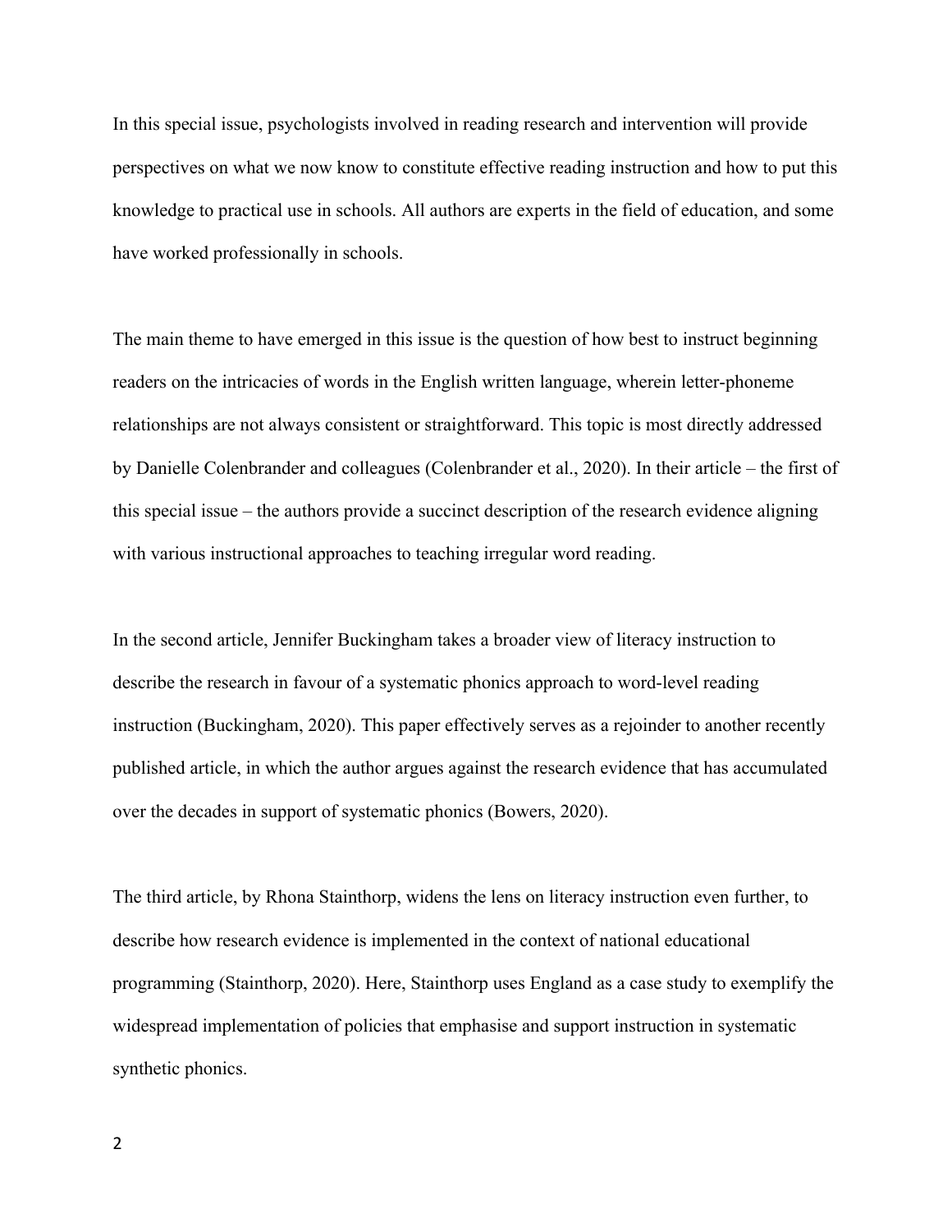In this special issue, psychologists involved in reading research and intervention will provide perspectives on what we now know to constitute effective reading instruction and how to put this knowledge to practical use in schools. All authors are experts in the field of education, and some have worked professionally in schools.

The main theme to have emerged in this issue is the question of how best to instruct beginning readers on the intricacies of words in the English written language, wherein letter-phoneme relationships are not always consistent or straightforward. This topic is most directly addressed by Danielle Colenbrander and colleagues (Colenbrander et al., 2020). In their article – the first of this special issue – the authors provide a succinct description of the research evidence aligning with various instructional approaches to teaching irregular word reading.

In the second article, Jennifer Buckingham takes a broader view of literacy instruction to describe the research in favour of a systematic phonics approach to word-level reading instruction (Buckingham, 2020). This paper effectively serves as a rejoinder to another recently published article, in which the author argues against the research evidence that has accumulated over the decades in support of systematic phonics (Bowers, 2020).

The third article, by Rhona Stainthorp, widens the lens on literacy instruction even further, to describe how research evidence is implemented in the context of national educational programming (Stainthorp, 2020). Here, Stainthorp uses England as a case study to exemplify the widespread implementation of policies that emphasise and support instruction in systematic synthetic phonics.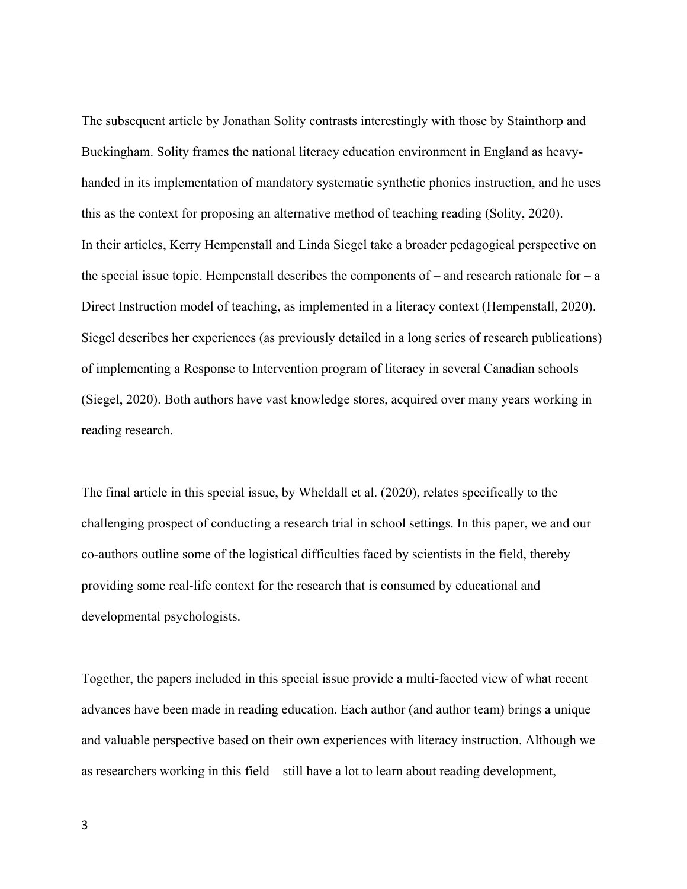The subsequent article by Jonathan Solity contrasts interestingly with those by Stainthorp and Buckingham. Solity frames the national literacy education environment in England as heavy-handed in its implementation of mandatory systematic synthetic phonics instruction, and he uses this as the context for proposing an alternative method of teaching reading (Solity, 2020).

In their articles, Kerry Hempenstall and Linda Siegel take a broader pedagogical perspective on the special issue topic. Hempenstall describes the components of – and research rationale for – a Direct Instruction model of teaching, as implemented in a literacy context (Hempenstall, 2020). Siegel describes her experiences (as previously detailed in a long series of research publications) of implementing a Response to Intervention program of literacy in several Canadian schools (Siegel, 2020). Both authors have vast knowledge stores, acquired over many years working in reading research.

The final article in this special issue, by Wheldall et al. (2020), relates specifically to the challenging prospect of conducting a research trial in school settings. In this paper, we and our co-authors outline some of the logistical difficulties faced by scientists in the field, thereby providing some real-life context for the research that is consumed by educational and developmental psychologists.

Together, the papers included in this special issue provide a multi-faceted view of what recent advances have been made in reading education. Each author (and author team) brings a unique and valuable perspective based on their own experiences with literacy instruction. Although we – as researchers working in this field – still have a lot to learn about reading development,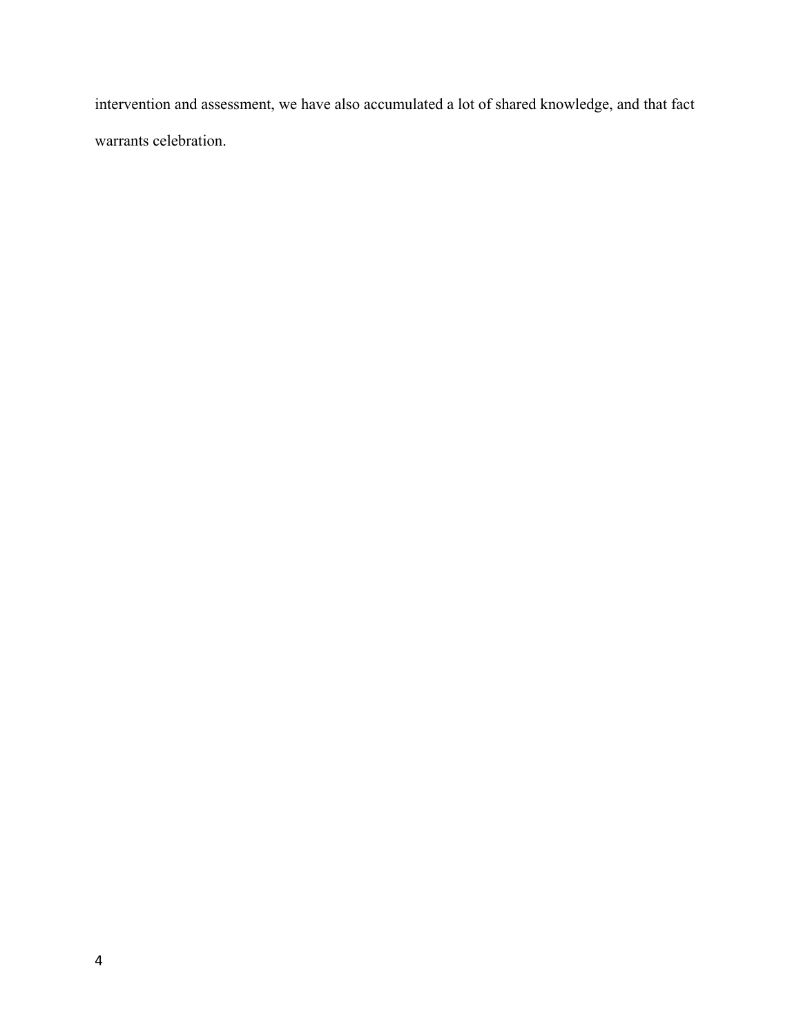intervention and assessment, we have also accumulated a lot of shared knowledge, and that fact warrants celebration.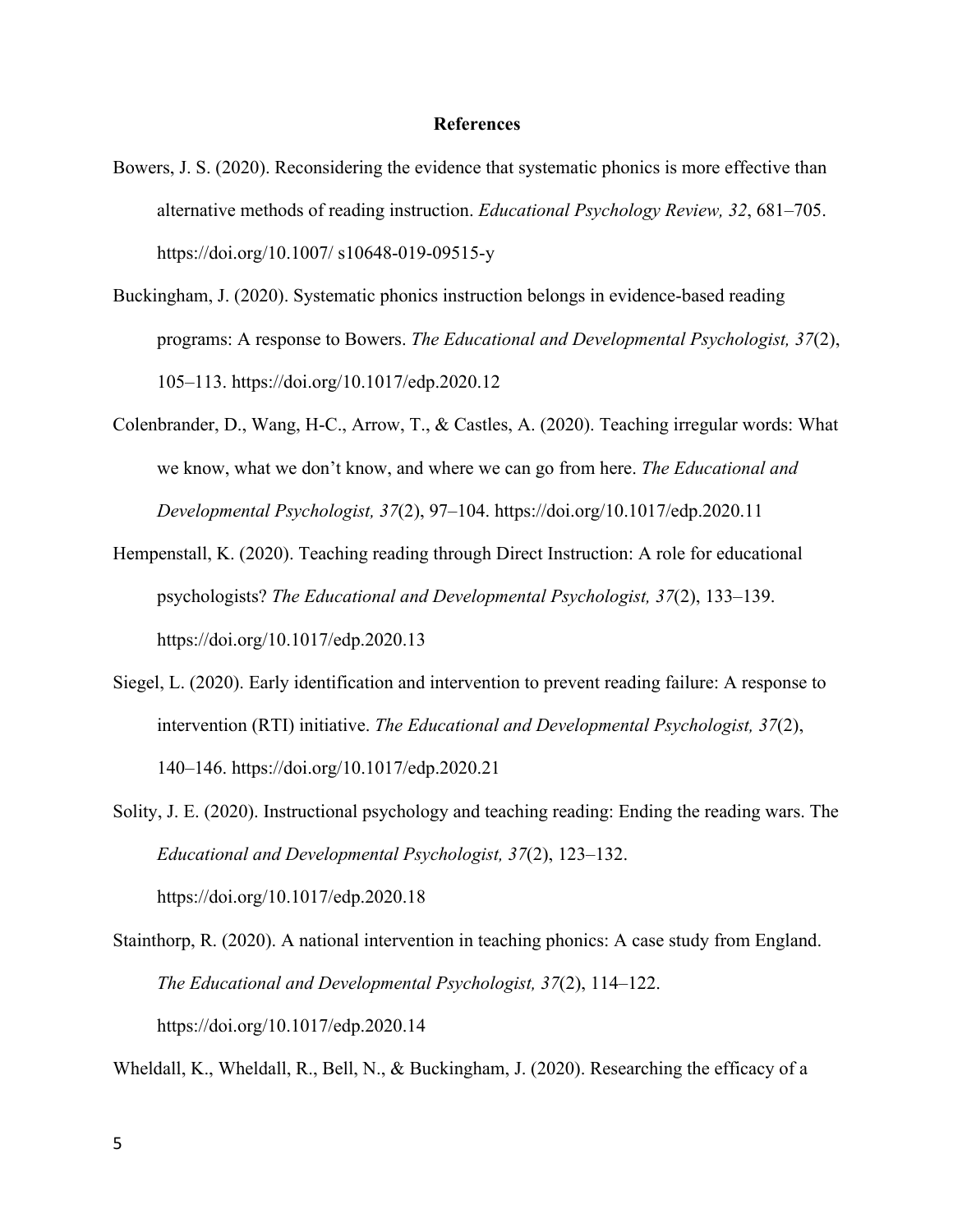## References

Bowers, J. S. (2020). Reconsidering the evidence that systematic phonics is more effective than alternative methods of reading instruction. *Educational Psychology Review, 32*, 681–705. https://doi.org/10.1007/ s10648-019-09515-y

Buckingham, J. (2020). Systematic phonics instruction belongs in evidence-based reading programs: A response to Bowers. *The Educational and Developmental Psychologist, 37*(2), 105–113. https://doi.org/10.1017/edp.2020.12

Colenbrander, D., Wang, H-C., Arrow, T., & Castles, A. (2020). Teaching irregular words: What we know, what we don't know, and where we can go from here. *The Educational and Developmental Psychologist, 37*(2), 97–104. https://doi.org/10.1017/edp.2020.11

Hempenstall, K. (2020). Teaching reading through Direct Instruction: A role for educational psychologists? *The Educational and Developmental Psychologist, 37*(2), 133–139. https://doi.org/10.1017/edp.2020.13

Siegel, L. (2020). Early identification and intervention to prevent reading failure: A response to intervention (RTI) initiative. *The Educational and Developmental Psychologist, 37*(2), 140–146. https://doi.org/10.1017/edp.2020.21

Solity, J. E. (2020). Instructional psychology and teaching reading: Ending the reading wars. The *Educational and Developmental Psychologist, 37*(2), 123–132. https://doi.org/10.1017/edp.2020.18

Stainthorp, R. (2020). A national intervention in teaching phonics: A case study from England. *The Educational and Developmental Psychologist, 37*(2), 114–122. https://doi.org/10.1017/edp.2020.14

Wheldall, K., Wheldall, R., Bell, N., & Buckingham, J. (2020). Researching the efficacy of a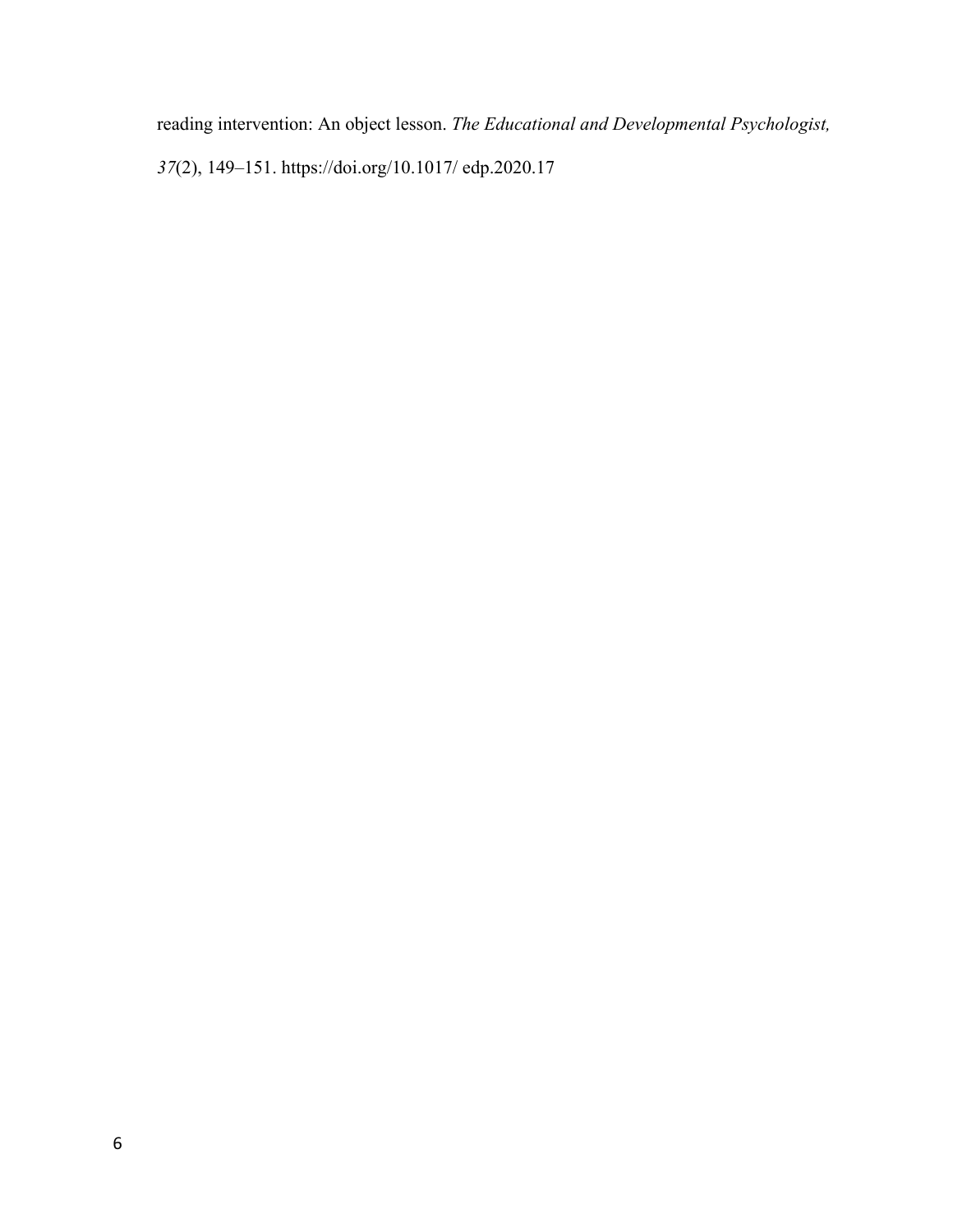reading intervention: An object lesson. *The Educational and Developmental Psychologist, 37*(2), 149–151. https://doi.org/10.1017/ edp.2020.17